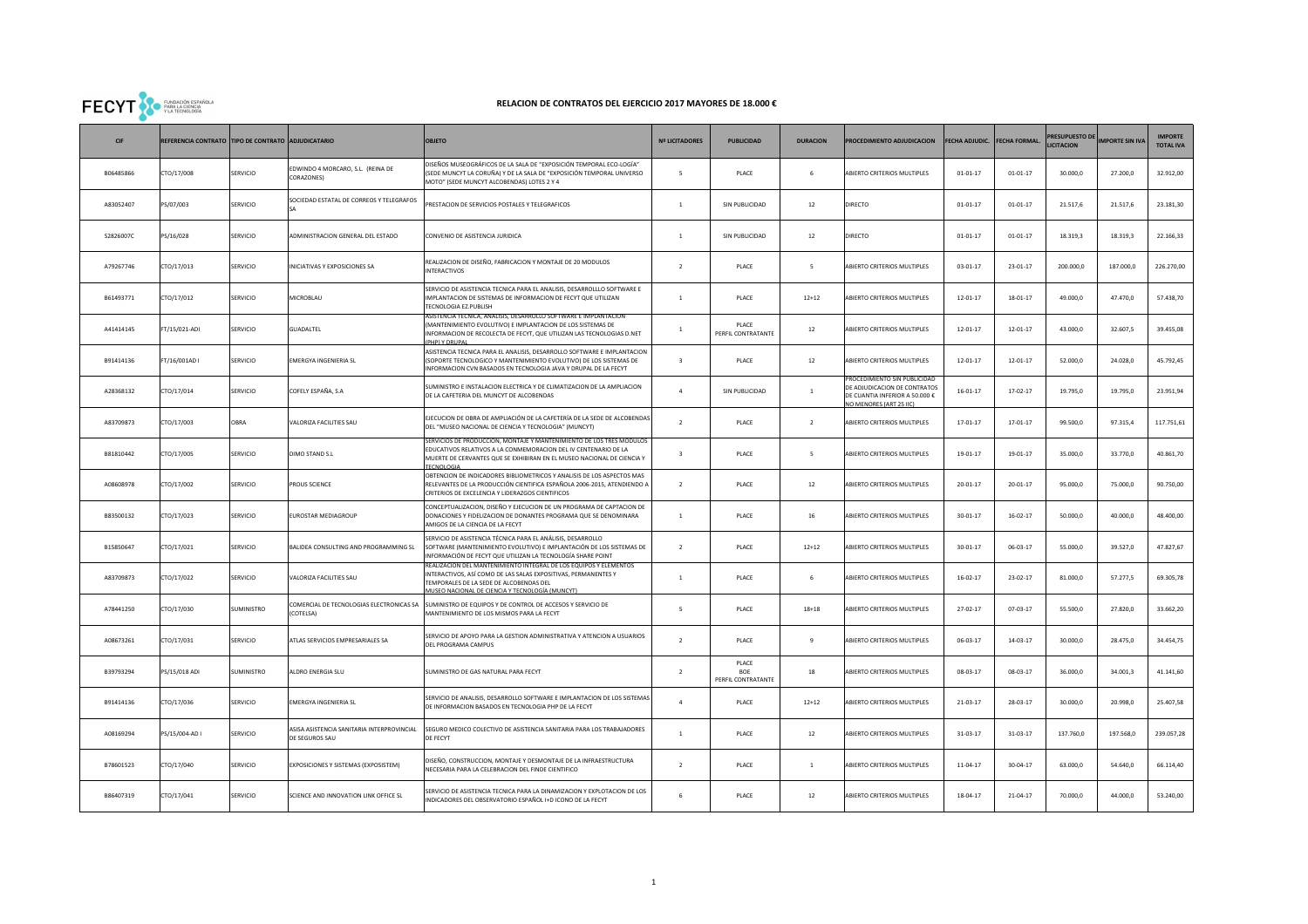# RELACION DE CONTRATOS DEL EJERCICIO 2017 MAYORES DE 18.000 €

| CIF | REFERENCIA CONTRATO | TIPO DE CONTRATO | ADJUDICATARIO | OBJETO | Nº LICITADORES | PUBLICIDAD | DURACION | PROCEDIMIENTO ADJUDICACION | FECHA ADJUDIC. | FECHA FORMAL. | PRESUPUESTO DE LICITACION | IMPORTE SIN IVA | IMPORTE TOTAL IVA |
|---|---|---|---|---|---|---|---|---|---|---|---|---|---|
| B06485866 | CTO/17/008 | SERVICIO | EDWINDO 4 MORCARO, S.L. (REINA DE CORAZONES) | DISEÑOS MUSEOGRÁFICOS DE LA SALA DE "EXPOSICIÓN TEMPORAL ECO-LOGÍA" (SEDE MUNCYT LA CORUÑA) Y DE LA SALA DE "EXPOSICIÓN TEMPORAL UNIVERSO MOTO" (SEDE MUNCYT ALCOBENDAS) LOTES 2 Y 4 | 5 | PLACE | 6 | ABIERTO CRITERIOS MULTIPLES | 01-01-17 | 01-01-17 | 30.000,0 | 27.200,0 | 32.912,00 |
| A83052407 | PS/07/003 | SERVICIO | SOCIEDAD ESTATAL DE CORREOS Y TELEGRAFOS SA | PRESTACION DE SERVICIOS POSTALES Y TELEGRAFICOS | 1 | SIN PUBLICIDAD | 12 | DIRECTO | 01-01-17 | 01-01-17 | 21.517,6 | 21.517,6 | 23.181,30 |
| S2826007C | PS/16/028 | SERVICIO | ADMINISTRACION GENERAL DEL ESTADO | CONVENIO DE ASISTENCIA JURIDICA | 1 | SIN PUBLICIDAD | 12 | DIRECTO | 01-01-17 | 01-01-17 | 18.319,3 | 18.319,3 | 22.166,33 |
| A79267746 | CTO/17/013 | SERVICIO | INICIATIVAS Y EXPOSICIONES SA | REALIZACION DE DISEÑO, FABRICACION Y MONTAJE DE 20 MODULOS INTERACTIVOS | 2 | PLACE | 5 | ABIERTO CRITERIOS MULTIPLES | 03-01-17 | 23-01-17 | 200.000,0 | 187.000,0 | 226.270,00 |
| B61493771 | CTO/17/012 | SERVICIO | MICROBLAU | SERVICIO DE ASISTENCIA TECNICA PARA EL ANALISIS, DESARROLLO SOFTWARE E IMPLANTACION DE SISTEMAS DE INFORMACION DE FECYT QUE UTILIZAN TECNOLOGIA EZ.PUBLISH | 1 | PLACE | 12+12 | ABIERTO CRITERIOS MULTIPLES | 12-01-17 | 18-01-17 | 49.000,0 | 47.470,0 | 57.438,70 |
| A41414145 | FT/15/021-ADI | SERVICIO | GUADALTEL | ASISTENCIA TECNICA, ANALISIS, DESARROLLO SOFTWARE E IMPLANTACION (MANTENIMIENTO EVOLUTIVO) E IMPLANTACION DE LOS SISTEMAS DE INFORMACION DE RECOLECTA DE FECYT, QUE UTILIZAN LAS TECNOLOGIAS D.NET (PHP) Y DRUPAL | 1 | PLACE PERFIL CONTRATANTE | 12 | ABIERTO CRITERIOS MULTIPLES | 12-01-17 | 12-01-17 | 43.000,0 | 32.607,5 | 39.455,08 |
| B91414136 | FT/16/001AD I | SERVICIO | EMERGYA INGENIERIA SL | ASISTENCIA TECNICA PARA EL ANALISIS, DESARROLLO SOFTWARE E IMPLANTACION (SOPORTE TECNOLOGICO Y MANTENIMIENTO EVOLUTIVO) DE LOS SISTEMAS DE INFORMACION CVN BASADOS EN TECNOLOGIA JAVA Y DRUPAL DE LA FECYT | 3 | PLACE | 12 | ABIERTO CRITERIOS MULTIPLES | 12-01-17 | 12-01-17 | 52.000,0 | 24.028,0 | 45.792,45 |
| A28368132 | CTO/17/014 | SERVICIO | COFELY ESPAÑA, S.A | SUMINISTRO E INSTALACION ELECTRICA Y DE CLIMATIZACION DE LA AMPLIACION DE LA CAFETERIA DEL MUNCYT DE ALCOBENDAS | 4 | SIN PUBLICIDAD | 1 | PROCEDIMIENTO SIN PUBLICIDAD DE ADJUDICACION DE CONTRATOS DE CUANTIA INFERIOR A 50.000 € NO MENORES (ART 25 IIC) | 16-01-17 | 17-02-17 | 19.795,0 | 19.795,0 | 23.951,94 |
| A83709873 | CTO/17/003 | OBRA | VALORIZA FACILITIES SAU | EJECUCION DE OBRA DE AMPLIACIÓN DE LA CAFETERÍA DE LA SEDE DE ALCOBENDAS DEL "MUSEO NACIONAL DE CIENCIA Y TECNOLOGIA" (MUNCYT) | 2 | PLACE | 2 | ABIERTO CRITERIOS MULTIPLES | 17-01-17 | 17-01-17 | 99.500,0 | 97.315,4 | 117.751,61 |
| B81810442 | CTO/17/005 | SERVICIO | DIMO STAND S.L | SERVICIOS DE PRODUCCION, MONTAJE Y MANTENIMIENTO DE LOS TRES MODULOS EDUCATIVOS RELATIVOS A LA CONMEMORACION DEL IV CENTENARIO DE LA MUERTE DE CERVANTES QUE SE EXHIBIRAN EN EL MUSEO NACIONAL DE CIENCIA Y TECNOLOGIA | 3 | PLACE | 5 | ABIERTO CRITERIOS MULTIPLES | 19-01-17 | 19-01-17 | 35.000,0 | 33.770,0 | 40.861,70 |
| A08608978 | CTO/17/002 | SERVICIO | PROUS SCIENCE | OBTENCION DE INDICADORES BIBLIOMETRICOS Y ANALISIS DE LOS ASPECTOS MAS RELEVANTES DE LA PRODUCCIÓN CIENTIFICA ESPAÑOLA 2006-2015, ATENDIENDO A CRITERIOS DE EXCELENCIA Y LIDERAZGOS CIENTIFICOS | 2 | PLACE | 12 | ABIERTO CRITERIOS MULTIPLES | 20-01-17 | 20-01-17 | 95.000,0 | 75.000,0 | 90.750,00 |
| B83500132 | CTO/17/023 | SERVICIO | EUROSTAR MEDIAGROUP | CONCEPTUALIZACION, DISEÑO Y EJECUCION DE UN PROGRAMA DE CAPTACION DE DONACIONES Y FIDELIZACION DE DONANTES PROGRAMA QUE SE DENOMINARA AMIGOS DE LA CIENCIA DE LA FECYT | 1 | PLACE | 16 | ABIERTO CRITERIOS MULTIPLES | 30-01-17 | 16-02-17 | 50.000,0 | 40.000,0 | 48.400,00 |
| B15850647 | CTO/17/021 | SERVICIO | BALIDEA CONSULTING AND PROGRAMMING SL | SERVICIO DE ASISTENCIA TÉCNICA PARA EL ANÁLISIS, DESARROLLO SOFTWARE (MANTENIMIENTO EVOLUTIVO) E IMPLANTACIÓN DE LOS SISTEMAS DE INFORMACIÓN DE FECYT QUE UTILIZAN LA TECNOLOGÍA SHARE POINT | 2 | PLACE | 12+12 | ABIERTO CRITERIOS MULTIPLES | 30-01-17 | 06-03-17 | 55.000,0 | 39.527,0 | 47.827,67 |
| A83709873 | CTO/17/022 | SERVICIO | VALORIZA FACILITIES SAU | REALIZACIÓN DEL MANTENIMIENTO INTEGRAL DE LOS EQUIPOS Y ELEMENTOS INTERACTIVOS, ASÍ COMO DE LAS SALAS EXPOSITIVAS, PERMANENTES Y TEMPORALES DE LA SEDE DE ALCOBENDAS DEL MUSEO NACIONAL DE CIENCIA Y TECNOLOGÍA (MUNCYT) | 1 | PLACE | 6 | ABIERTO CRITERIOS MULTIPLES | 16-02-17 | 23-02-17 | 81.000,0 | 57.277,5 | 69.305,78 |
| A78441250 | CTO/17/030 | SUMINISTRO | COMERCIAL DE TECNOLOGIAS ELECTRONICAS SA (COTELSA) | SUMINISTRO DE EQUIPOS Y DE CONTROL DE ACCESOS Y SERVICIO DE MANTENIMIENTO DE LOS MISMOS PARA LA FECYT | 5 | PLACE | 18+18 | ABIERTO CRITERIOS MULTIPLES | 27-02-17 | 07-03-17 | 55.500,0 | 27.820,0 | 33.662,20 |
| A08673261 | CTO/17/031 | SERVICIO | ATLAS SERVICIOS EMPRESARIALES SA | SERVICIO DE APOYO PARA LA GESTION ADMINISTRATIVA Y ATENCION A USUARIOS DEL PROGRAMA CAMPUS | 2 | PLACE | 9 | ABIERTO CRITERIOS MULTIPLES | 06-03-17 | 14-03-17 | 30.000,0 | 28.475,0 | 34.454,75 |
| B39793294 | PS/15/018 ADI | SUMINISTRO | ALDRO ENERGIA SLU | SUMINISTRO DE GAS NATURAL PARA FECYT | 2 | PLACE BOE PERFIL CONTRATANTE | 18 | ABIERTO CRITERIOS MULTIPLES | 08-03-17 | 08-03-17 | 36.000,0 | 34.001,3 | 41.141,60 |
| B91414136 | CTO/17/036 | SERVICIO | EMERGYA INGENIERIA SL | SERVICIO DE ANALISIS, DESARROLLO SOFTWARE E IMPLANTACION DE LOS SISTEMAS DE INFORMACION BASADOS EN TECNOLOGIA PHP DE LA FECYT | 4 | PLACE | 12+12 | ABIERTO CRITERIOS MULTIPLES | 21-03-17 | 28-03-17 | 30.000,0 | 20.998,0 | 25.407,58 |
| A08169294 | PS/15/004-AD I | SERVICIO | ASISA ASISTENCIA SANITARIA INTERPROVINCIAL DE SEGUROS SAU | SEGURO MEDICO COLECTIVO DE ASISTENCIA SANITARIA PARA LOS TRABAJADORES DE FECYT | 1 | PLACE | 12 | ABIERTO CRITERIOS MULTIPLES | 31-03-17 | 31-03-17 | 137.760,0 | 197.568,0 | 239.057,28 |
| B78601523 | CTO/17/040 | SERVICIO | EXPOSICIONES Y SISTEMAS (EXPOSISTEM) | DISEÑO, CONSTRUCCION, MONTAJE Y DESMONTAJE DE LA INFRAESTRUCTURA NECESARIA PARA LA CELEBRACION DEL FINDE CIENTIFICO | 2 | PLACE | 1 | ABIERTO CRITERIOS MULTIPLES | 11-04-17 | 30-04-17 | 63.000,0 | 54.640,0 | 66.114,40 |
| B86407319 | CTO/17/041 | SERVICIO | SCIENCE AND INNOVATION LINK OFFICE SL | SERVICIO DE ASISTENCIA TECNICA PARA LA DINAMIZACION Y EXPLOTACION DE LOS INDICADORES DEL OBSERVATORIO ESPAÑOL I+D ICONO DE LA FECYT | 6 | PLACE | 12 | ABIERTO CRITERIOS MULTIPLES | 18-04-17 | 21-04-17 | 70.000,0 | 44.000,0 | 53.240,00 |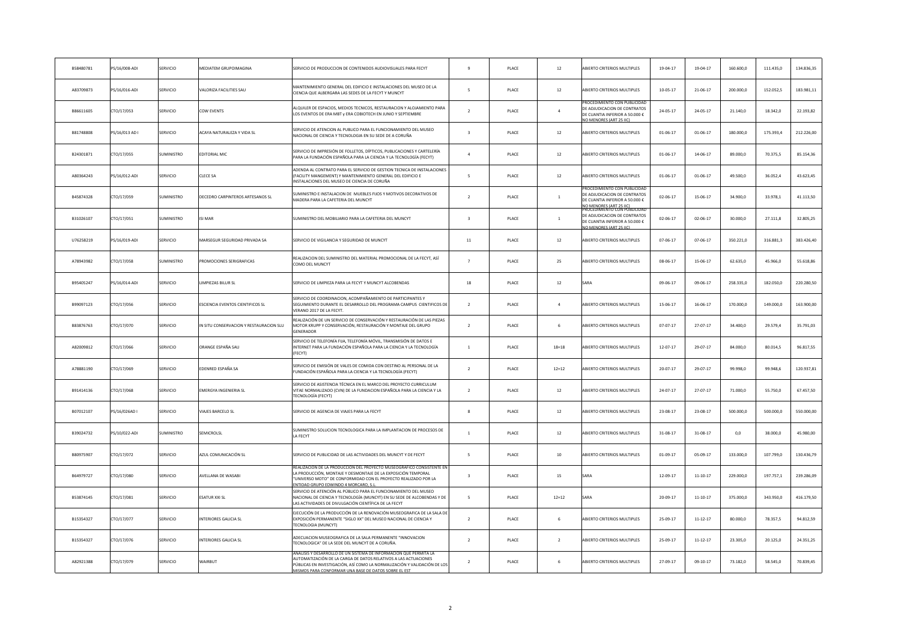| | | | | | | | | | | | | | |
|---|---|---|---|---|---|---|---|---|---|---|---|---|---|
| B58480781 | PS/16/008-ADI | SERVICIO | MEDIATEM GRUPOIMAGINA | SERVICIO DE PRODUCCION DE CONTENIDOS AUDIOVISUALES PARA FECYT | 9 | PLACE | 12 | ABIERTO CRITERIOS MULTIPLES | 19-04-17 | 19-04-17 | 160.600,0 | 111.435,0 | 134.836,35 |
| A83709873 | PS/16/016-ADI | SERVICIO | VALORIZA FACILITIES SAU | MANTENIMIENTO GENERAL DEL EDIFICIO E INSTALACIONES DEL MUSEO DE LA CIENCIA QUE ALBERGARA LAS SEDES DE LA FECYT Y MUNCYT | 5 | PLACE | 12 | ABIERTO CRITERIOS MULTIPLES | 10-05-17 | 21-06-17 | 200.000,0 | 152.052,5 | 183.981,11 |
| B86611605 | CTO/17/053 | SERVICIO | COW EVENTS | ALQUILER DE ESPACIOS, MEDIOS TECNICOS, RESTAURACION Y ALOJAMIENTO PARA LOS EVENTOS DE ERA MBT y ERA COBIOTECH EN JUNIO Y SEPTIEMBRE | 2 | PLACE | 4 | PROCEDIMIENTO CON PUBLICIDAD DE ADJUDICACION DE CONTRATOS DE CUANTIA INFERIOR A 50.000 € NO MENORES (ART 25 IIC) | 24-05-17 | 24-05-17 | 21.140,0 | 18.342,0 | 22.193,82 |
| B81748808 | PS/16/013 AD I | SERVICIO | ACAYA NATURALEZA Y VIDA SL | SERVICIO DE ATENCION AL PUBLICO PARA EL FUNCIONAMIENTO DEL MUSEO NACIONAL DE CIENCIA Y TECNOLOGIA EN SU SEDE DE A CORUÑA | 3 | PLACE | 12 | ABIERTO CRITERIOS MULTIPLES | 01-06-17 | 01-06-17 | 180.000,0 | 175.393,4 | 212.226,00 |
| B24301871 | CTO/17/055 | SUMINISTRO | EDITORIAL MIC | SERVICIO DE IMPRESIÓN DE FOLLETOS, DÍPTICOS, PUBLICACIONES Y CARTELERÍA PARA LA FUNDACIÓN ESPAÑOLA PARA LA CIENCIA Y LA TECNOLOGÍA (FECYT) | 4 | PLACE | 12 | ABIERTO CRITERIOS MULTIPLES | 01-06-17 | 14-06-17 | 89.000,0 | 70.375,5 | 85.154,36 |
| A80364243 | PS/16/012-ADI | SERVICIO | CLECE SA | ADENDA AL CONTRATO PARA EL SERVICIO DE GESTION TECNICA DE INSTALACIONES (FACILITY MANGEMENT) Y MANTENIMIENTO GENERAL DEL EDIFICIO E INSTALACIONES DEL MUSEO DE CIENCIA DE CORUÑA | 5 | PLACE | 12 | ABIERTO CRITERIOS MULTIPLES | 01-06-17 | 01-06-17 | 49.500,0 | 36.052,4 | 43.623,45 |
| B45874328 | CTO/17/059 | SUMINISTRO | DECEDRO CARPINTEROS ARTESANOS SL | SUMINISTRO E INSTALACION DE MUEBLES FIJOS Y MOTIVOS DECORATIVOS DE MADERA PARA LA CAFETERIA DEL MUNCYT | 2 | PLACE | 1 | PROCEDIMIENTO CON PUBLICIDAD DE ADJUDICACION DE CONTRATOS DE CUANTIA INFERIOR A 50.000 € NO MENORES (ART 25 IIC) | 02-06-17 | 15-06-17 | 34.900,0 | 33.978,1 | 41.113,50 |
| B31026107 | CTO/17/051 | SUMINISTRO | ISI MAR | SUMINISTRO DEL MOBILIARIO PARA LA CAFETERIA DEL MUNCYT | 3 | PLACE | 1 | PROCEDIMIENTO CON PUBLICIDAD DE ADJUDICACION DE CONTRATOS DE CUANTIA INFERIOR A 50.000 € NO MENORES (ART 25 IIC) | 02-06-17 | 02-06-17 | 30.000,0 | 27.111,8 | 32.805,25 |
| U76258219 | PS/16/019-ADI | SERVICIO | MARSEGUR SEGURIDAD PRIVADA SA | SERVICIO DE VIGILANCIA Y SEGURIDAD DE MUNCYT | 11 | PLACE | 12 | ABIERTO CRITERIOS MULTIPLES | 07-06-17 | 07-06-17 | 350.221,0 | 316.881,3 | 383.426,40 |
| A78943982 | CTO/17/058 | SUMINISTRO | PROMOCIONES SERIGRAFICAS | REALIZACION DEL SUMINISTRO DEL MATERIAL PROMOCIONAL DE LA FECYT, ASÍ COMO DEL MUNCYT | 7 | PLACE | 25 | ABIERTO CRITERIOS MULTIPLES | 08-06-17 | 15-06-17 | 62.635,0 | 45.966,0 | 55.618,86 |
| B95405247 | PS/16/014-ADI | SERVICIO | LIMPIEZAS BILUR SL | SERVICIO DE LIMPIEZA PARA LA FECYT Y MUNCYT ALCOBENDAS | 18 | PLACE | 12 | SARA | 09-06-17 | 09-06-17 | 258.335,0 | 182.050,0 | 220.280,50 |
| B99097123 | CTO/17/056 | SERVICIO | ESCIENCIA EVENTOS CIENTIFICOS SL | SERVICIO DE COORDINACION, ACOMPAÑAMIENTO DE PARTICIPANTES Y SEGUIMIENTO DURANTE EL DESARROLLO DEL PROGRAMA CAMPUS CIENTIFICOS DE VERANO 2017 DE LA FECYT. | 2 | PLACE | 4 | ABIERTO CRITERIOS MULTIPLES | 15-06-17 | 16-06-17 | 170.000,0 | 149.000,0 | 163.900,00 |
| B83876763 | CTO/17/070 | SERVICIO | IN SITU CONSERVACION Y RESTAURACION SLU | REALIZACIÓN DE UN SERVICIO DE CONSERVACIÓN Y RESTAURACIÓN DE LAS PIEZAS MOTOR KRUPP Y CONSERVACIÓN, RESTAURACIÓN Y MONTAJE DEL GRUPO GENERADOR | 2 | PLACE | 6 | ABIERTO CRITERIOS MULTIPLES | 07-07-17 | 27-07-17 | 34.400,0 | 29.579,4 | 35.791,03 |
| A82009812 | CTO/17/066 | SERVICIO | ORANGE ESPAÑA SAU | SERVICIO DE TELEFONÍA FIJA, TELEFONÍA MÓVIL, TRANSMISIÓN DE DATOS E INTERNET PARA LA FUNDACIÓN ESPAÑOLA PARA LA CIENCIA Y LA TECNOLOGÍA (FECYT) | 1 | PLACE | 18+18 | ABIERTO CRITERIOS MULTIPLES | 12-07-17 | 29-07-17 | 84.000,0 | 80.014,5 | 96.817,55 |
| A78881190 | CTO/17/069 | SERVICIO | EDENRED ESPAÑA SA | SERVICIO DE EMISIÓN DE VALES DE COMIDA CON DESTINO AL PERSONAL DE LA FUNDACIÓN ESPAÑOLA PARA LA CIENCIA Y LA TECNOLOGÍA (FECYT) | 2 | PLACE | 12+12 | ABIERTO CRITERIOS MULTIPLES | 20-07-17 | 29-07-17 | 99.998,0 | 99.948,6 | 120.937,81 |
| B91414136 | CTO/17/068 | SERVICIO | EMERGYA INGENIERIA SL | SERVICIO DE ASISTENCIA TÉCNICA EN EL MARCO DEL PROYECTO CURRICULUM VITAE NORMALIZADO (CVN) DE LA FUNDACION ESPAÑOLA PARA LA CIENCIA Y LA TECNOLOGÍA (FECYT) | 2 | PLACE | 12 | ABIERTO CRITERIOS MULTIPLES | 24-07-17 | 27-07-17 | 71.000,0 | 55.750,0 | 67.457,50 |
| B07012107 | PS/16/026AD I | SERVICIO | VIAJES BARCELO SL | SERVICIO DE AGENCIA DE VIAJES PARA LA FECYT | 8 | PLACE | 12 | ABIERTO CRITERIOS MULTIPLES | 23-08-17 | 23-08-17 | 500.000,0 | 500.000,0 | 550.000,00 |
| B39024732 | PS/10/022-ADI | SUMINISTRO | SEMICROLSL | SUMINISTRO SOLUCION TECNOLOGICA PARA LA IMPLANTACION DE PROCESOS DE LA FECYT | 1 | PLACE | 12 | ABIERTO CRITERIOS MULTIPLES | 31-08-17 | 31-08-17 | 0,0 | 38.000,0 | 45.980,00 |
| B80975907 | CTO/17/072 | SERVICIO | AZUL COMUNICACIÓN SL | SERVICIO DE PUBLICIDAD DE LAS ACTIVIDADES DEL MUNCYT Y DE FECYT | 5 | PLACE | 10 | ABIERTO CRITERIOS MULTIPLES | 01-09-17 | 05-09-17 | 133.000,0 | 107.799,0 | 130.436,79 |
| B64979727 | CTO/17/080 | SERVICIO | AVELLANA DE WASABI | REALIZACION DE LA PRODUCCIÓN DEL PROYECTO MUSEOGRÁFICO CONSISTENTE EN LA PRODUCCIÓN, MONTAJE Y DESMONTAJE DE LA EXPOSICIÓN TEMPORAL "UNIVERSO MOTO" DE CONFORMIDAD CON EL PROYECTO REALIZADO POR LA ENTIDAD GRUPO EDWINDO 4 MORCARO, S.L. | 3 | PLACE | 15 | SARA | 12-09-17 | 11-10-17 | 229.000,0 | 197.757,1 | 239.286,09 |
| B53874145 | CTO/17/081 | SERVICIO | ESATUR XXI SL | SERVICIO DE ATENCIÓN AL PÚBLICO PARA EL FUNCIONAMIENTO DEL MUSEO NACIONAL DE CIENCIA Y TECNOLOGÍA (MUNCYT) EN SU SEDE DE ALCOBENDAS Y DE LAS ACTIVIDADES DE DIVULGACIÓN CIENTÍFICA DE LA FECYT | 5 | PLACE | 12+12 | SARA | 20-09-17 | 11-10-17 | 375.000,0 | 343.950,0 | 416.179,50 |
| B15354327 | CTO/17/077 | SERVICIO | INTERIORES GALICIA SL | EJECUCIÓN DE LA PRODUCCIÓN DE LA RENOVACIÓN MUSEOGRAFICA DE LA SALA DE EXPOSICIÓN PERMANENTE "SIGLO XX" DEL MUSEO NACIONAL DE CIENCIA Y TECNOLOGIA (MUNCYT) | 2 | PLACE | 6 | ABIERTO CRITERIOS MULTIPLES | 25-09-17 | 11-12-17 | 80.000,0 | 78.357,5 | 94.812,59 |
| B15354327 | CTO/17/076 | SERVICIO | INTERIORES GALICIA SL | ADECUACION MUSEOGRAFICA DE LA SALA PERMANENTE "INNOVACION TECNOLOGICA" DE LA SEDE DEL MUNCYT DE A CORUÑA. | 2 | PLACE | 2 | ABIERTO CRITERIOS MULTIPLES | 25-09-17 | 11-12-17 | 23.305,0 | 20.125,0 | 24.351,25 |
| A82921388 | CTO/17/079 | SERVICIO | WAIRBUT | ANALISIS Y DESARROLLO DE UN SISTEMA DE INFORMACION QUE PERMITA LA AUTOMATIZACIÓN DE LA CARGA DE DATOS RELATIVOS A LAS ACTUACIONES PÚBLICAS EN INVESTIGACIÓN, ASÍ COMO LA NORMALIZACIÓN Y VALIDACIÓN DE LOS MISMOS PARA CONFORMAR UNA BASE DE DATOS SOBRE EL EST | 2 | PLACE | 6 | ABIERTO CRITERIOS MULTIPLES | 27-09-17 | 09-10-17 | 73.182,0 | 58.545,0 | 70.839,45 |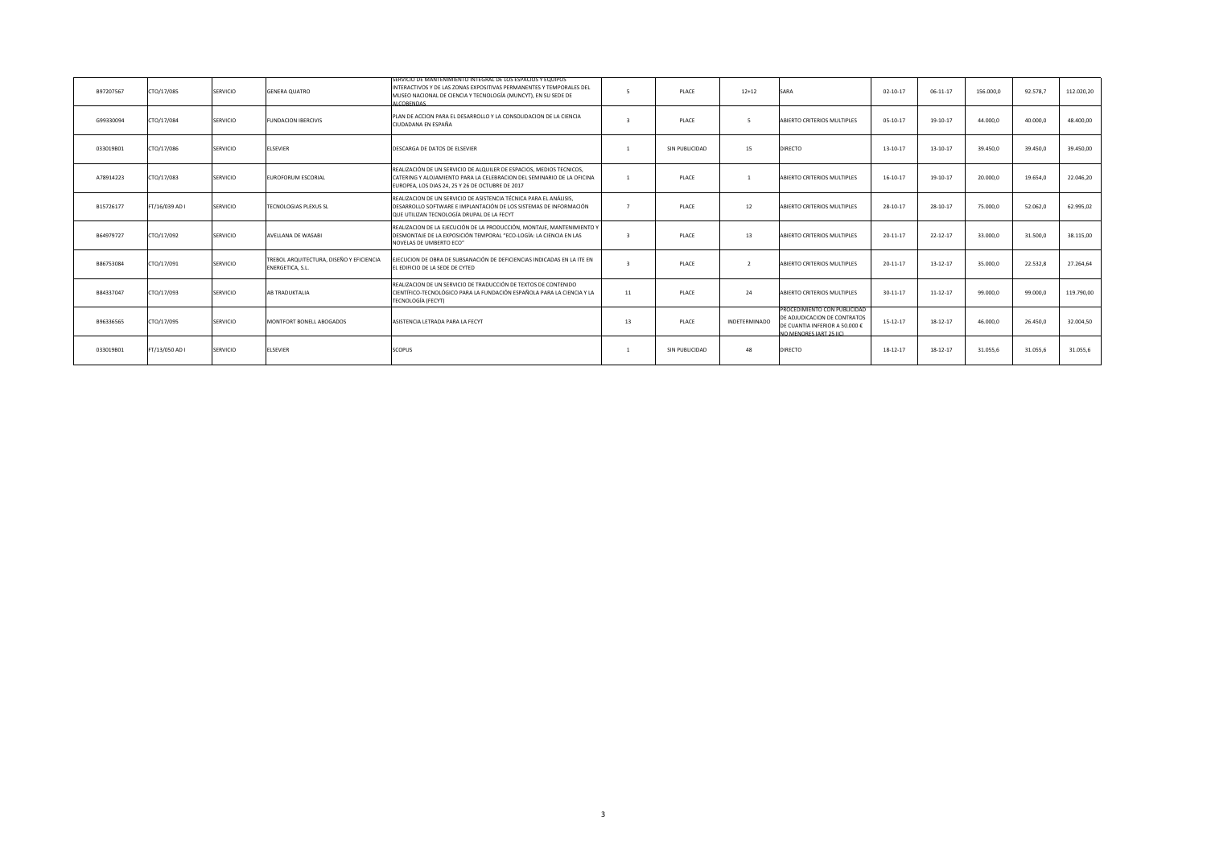| | | | | | | | | | | | | | |
|---|---|---|---|---|---|---|---|---|---|---|---|---|---|
| B97207567 | CTO/17/085 | SERVICIO | GENERA QUATRO | SERVICIO DE MANTENIMIENTO INTEGRAL DE LOS ESPACIOS Y EQUIPOS INTERACTIVOS Y DE LAS ZONAS EXPOSITIVAS PERMANENTES Y TEMPORALES DEL MUSEO NACIONAL DE CIENCIA Y TECNOLOGÍA (MUNCYT), EN SU SEDE DE ALCOBENDAS | 5 | PLACE | 12+12 | SARA | 02-10-17 | 06-11-17 | 156.000,0 | 92.578,7 | 112.020,20 |
| G99330094 | CTO/17/084 | SERVICIO | FUNDACION IBERCIVIS | PLAN DE ACCION PARA EL DESARROLLO Y LA CONSOLIDACION DE LA CIENCIA CIUDADANA EN ESPAÑA | 3 | PLACE | 5 | ABIERTO CRITERIOS MULTIPLES | 05-10-17 | 19-10-17 | 44.000,0 | 40.000,0 | 48.400,00 |
| 033019B01 | CTO/17/086 | SERVICIO | ELSEVIER | DESCARGA DE DATOS DE ELSEVIER | 1 | SIN PUBLICIDAD | 15 | DIRECTO | 13-10-17 | 13-10-17 | 39.450,0 | 39.450,0 | 39.450,00 |
| A78914223 | CTO/17/083 | SERVICIO | EUROFORUM ESCORIAL | REALIZACIÓN DE UN SERVICIO DE ALQUILER DE ESPACIOS, MEDIOS TECNICOS, CATERING Y ALOJAMIENTO PARA LA CELEBRACION DEL SEMINARIO DE LA OFICINA EUROPEA, LOS DIAS 24, 25 Y 26 DE OCTUBRE DE 2017 | 1 | PLACE | 1 | ABIERTO CRITERIOS MULTIPLES | 16-10-17 | 19-10-17 | 20.000,0 | 19.654,0 | 22.046,20 |
| B15726177 | FT/16/039 AD I | SERVICIO | TECNOLOGIAS PLEXUS SL | REALIZACION DE UN SERVICIO DE ASISTENCIA TÉCNICA PARA EL ANÁLISIS, DESARROLLO SOFTWARE E IMPLANTACIÓN DE LOS SISTEMAS DE INFORMACIÓN QUE UTILIZAN TECNOLOGÍA DRUPAL DE LA FECYT | 7 | PLACE | 12 | ABIERTO CRITERIOS MULTIPLES | 28-10-17 | 28-10-17 | 75.000,0 | 52.062,0 | 62.995,02 |
| B64979727 | CTO/17/092 | SERVICIO | AVELLANA DE WASABI | REALIZACION DE LA EJECUCIÓN DE LA PRODUCCIÓN, MONTAJE, MANTENIMIENTO Y DESMONTAJE DE LA EXPOSICIÓN TEMPORAL "ECO-LOGÍA: LA CIENCIA EN LAS NOVELAS DE UMBERTO ECO" | 3 | PLACE | 13 | ABIERTO CRITERIOS MULTIPLES | 20-11-17 | 22-12-17 | 33.000,0 | 31.500,0 | 38.115,00 |
| B86753084 | CTO/17/091 | SERVICIO | TREBOL ARQUITECTURA, DISEÑO Y EFICIENCIA ENERGETICA, S.L. | EJECUCION DE OBRA DE SUBSANACIÓN DE DEFICIENCIAS INDICADAS EN LA ITE EN EL EDIFICIO DE LA SEDE DE CYTED | 3 | PLACE | 2 | ABIERTO CRITERIOS MULTIPLES | 20-11-17 | 13-12-17 | 35.000,0 | 22.532,8 | 27.264,64 |
| B84337047 | CTO/17/093 | SERVICIO | AB TRADUKTALIA | REALIZACION DE UN SERVICIO DE TRADUCCIÓN DE TEXTOS DE CONTENIDO CIENTÍFICO-TECNOLÓGICO PARA LA FUNDACIÓN ESPAÑOLA PARA LA CIENCIA Y LA TECNOLOGÍA (FECYT) | 11 | PLACE | 24 | ABIERTO CRITERIOS MULTIPLES | 30-11-17 | 11-12-17 | 99.000,0 | 99.000,0 | 119.790,00 |
| B96336565 | CTO/17/095 | SERVICIO | MONTFORT BONELL ABOGADOS | ASISTENCIA LETRADA PARA LA FECYT | 13 | PLACE | INDETERMINADO | PROCEDIMIENTO CON PUBLICIDAD DE ADJUDICACION DE CONTRATOS DE CUANTIA INFERIOR A 50.000 € NO MENORES (ART 25 IIC) | 15-12-17 | 18-12-17 | 46.000,0 | 26.450,0 | 32.004,50 |
| 033019B01 | FT/13/050 AD I | SERVICIO | ELSEVIER | SCOPUS | 1 | SIN PUBLICIDAD | 48 | DIRECTO | 18-12-17 | 18-12-17 | 31.055,6 | 31.055,6 | 31.055,6 |